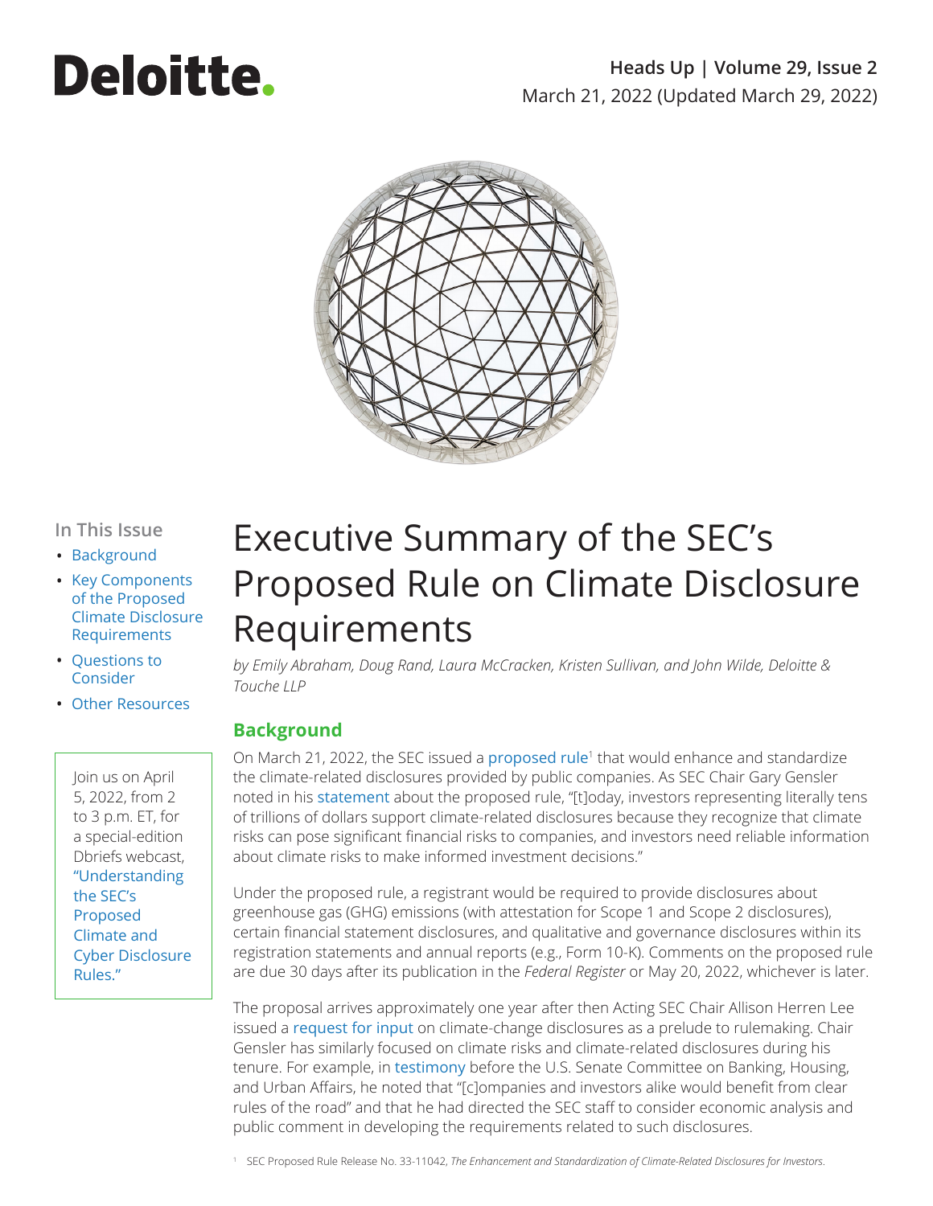Deloitte.

**Heads Up | Volume 29, Issue 2**
March 21, 2022 (Updated March 29, 2022)

**In This Issue**

- Background
- Key Components of the Proposed Climate Disclosure Requirements
- Questions to Consider
- Other Resources

Join us on April 5, 2022, from 2 to 3 p.m. ET, for a special-edition Dbriefs webcast, "Understanding the SEC's Proposed Climate and Cyber Disclosure Rules."

# Executive Summary of the SEC's Proposed Rule on Climate Disclosure Requirements

*by Emily Abraham, Doug Rand, Laura McCracken, Kristen Sullivan, and John Wilde, Deloitte & Touche LLP*

## Background

On March 21, 2022, the SEC issued a proposed rule[1] that would enhance and standardize the climate-related disclosures provided by public companies. As SEC Chair Gary Gensler noted in his statement about the proposed rule, "[t]oday, investors representing literally tens of trillions of dollars support climate-related disclosures because they recognize that climate risks can pose significant financial risks to companies, and investors need reliable information about climate risks to make informed investment decisions."

Under the proposed rule, a registrant would be required to provide disclosures about greenhouse gas (GHG) emissions (with attestation for Scope 1 and Scope 2 disclosures), certain financial statement disclosures, and qualitative and governance disclosures within its registration statements and annual reports (e.g., Form 10-K). Comments on the proposed rule are due 30 days after its publication in the *Federal Register* or May 20, 2022, whichever is later.

The proposal arrives approximately one year after then Acting SEC Chair Allison Herren Lee issued a request for input on climate-change disclosures as a prelude to rulemaking. Chair Gensler has similarly focused on climate risks and climate-related disclosures during his tenure. For example, in testimony before the U.S. Senate Committee on Banking, Housing, and Urban Affairs, he noted that "[c]ompanies and investors alike would benefit from clear rules of the road" and that he had directed the SEC staff to consider economic analysis and public comment in developing the requirements related to such disclosures.

[1] SEC Proposed Rule Release No. 33-11042, *The Enhancement and Standardization of Climate-Related Disclosures for Investors*.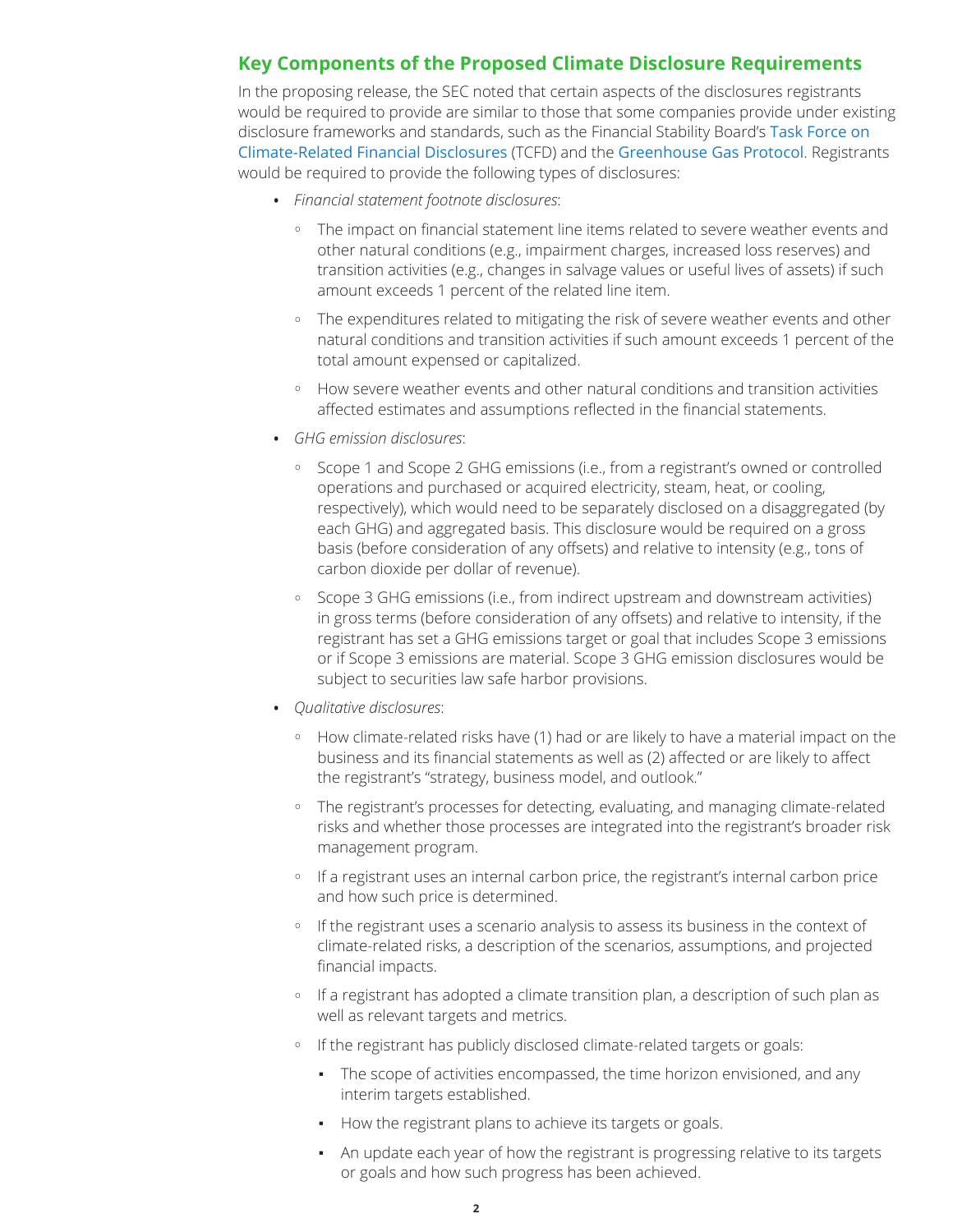## Key Components of the Proposed Climate Disclosure Requirements

In the proposing release, the SEC noted that certain aspects of the disclosures registrants would be required to provide are similar to those that some companies provide under existing disclosure frameworks and standards, such as the Financial Stability Board's Task Force on Climate-Related Financial Disclosures (TCFD) and the Greenhouse Gas Protocol. Registrants would be required to provide the following types of disclosures:

- *Financial statement footnote disclosures*:
  - The impact on financial statement line items related to severe weather events and other natural conditions (e.g., impairment charges, increased loss reserves) and transition activities (e.g., changes in salvage values or useful lives of assets) if such amount exceeds 1 percent of the related line item.
  - The expenditures related to mitigating the risk of severe weather events and other natural conditions and transition activities if such amount exceeds 1 percent of the total amount expensed or capitalized.
  - How severe weather events and other natural conditions and transition activities affected estimates and assumptions reflected in the financial statements.
- *GHG emission disclosures*:
  - Scope 1 and Scope 2 GHG emissions (i.e., from a registrant's owned or controlled operations and purchased or acquired electricity, steam, heat, or cooling, respectively), which would need to be separately disclosed on a disaggregated (by each GHG) and aggregated basis. This disclosure would be required on a gross basis (before consideration of any offsets) and relative to intensity (e.g., tons of carbon dioxide per dollar of revenue).
  - Scope 3 GHG emissions (i.e., from indirect upstream and downstream activities) in gross terms (before consideration of any offsets) and relative to intensity, if the registrant has set a GHG emissions target or goal that includes Scope 3 emissions or if Scope 3 emissions are material. Scope 3 GHG emission disclosures would be subject to securities law safe harbor provisions.
- *Qualitative disclosures*:
  - How climate-related risks have (1) had or are likely to have a material impact on the business and its financial statements as well as (2) affected or are likely to affect the registrant's "strategy, business model, and outlook."
  - The registrant's processes for detecting, evaluating, and managing climate-related risks and whether those processes are integrated into the registrant's broader risk management program.
  - If a registrant uses an internal carbon price, the registrant's internal carbon price and how such price is determined.
  - If the registrant uses a scenario analysis to assess its business in the context of climate-related risks, a description of the scenarios, assumptions, and projected financial impacts.
  - If a registrant has adopted a climate transition plan, a description of such plan as well as relevant targets and metrics.
  - If the registrant has publicly disclosed climate-related targets or goals:
    - The scope of activities encompassed, the time horizon envisioned, and any interim targets established.
    - How the registrant plans to achieve its targets or goals.
    - An update each year of how the registrant is progressing relative to its targets or goals and how such progress has been achieved.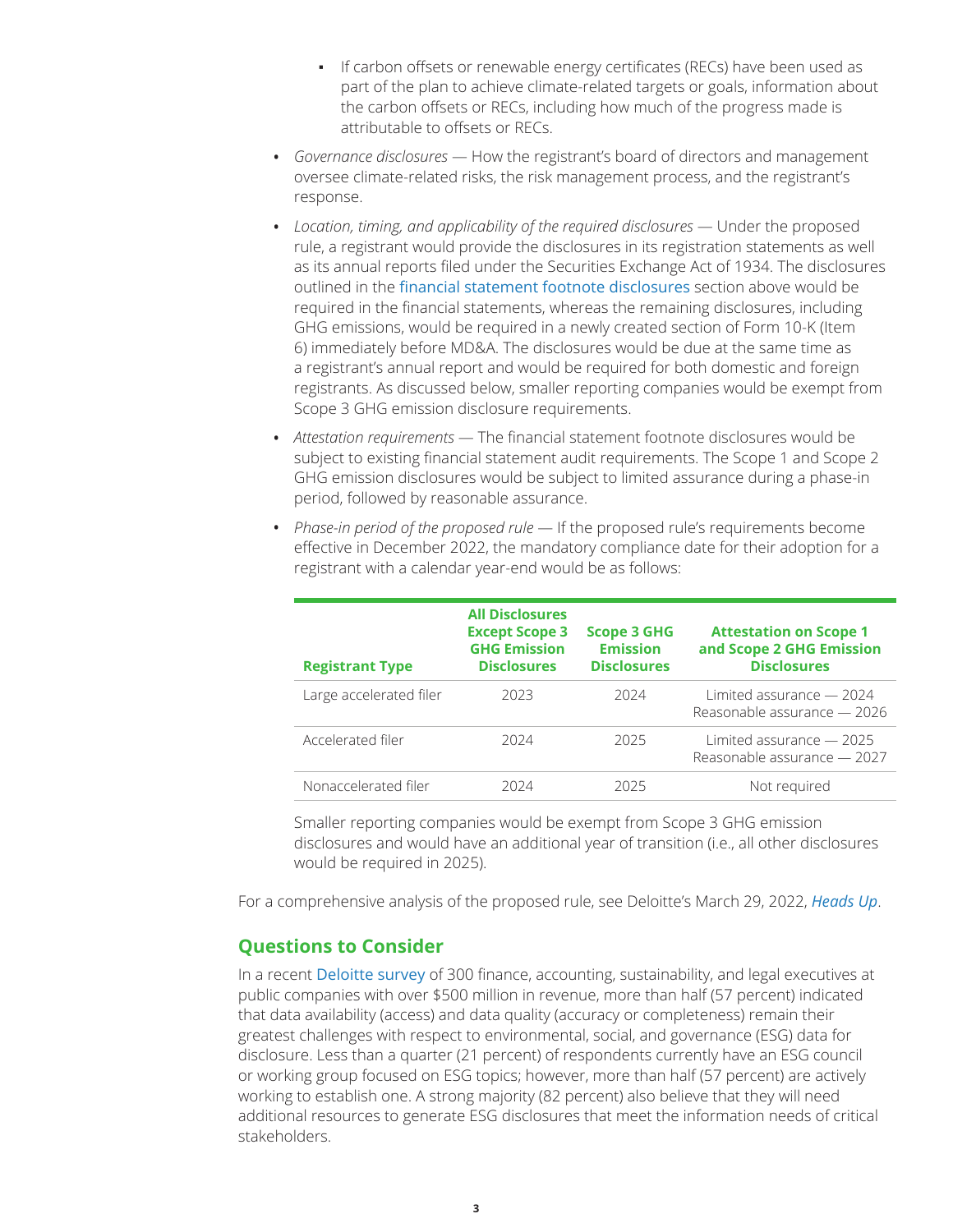- If carbon offsets or renewable energy certificates (RECs) have been used as part of the plan to achieve climate-related targets or goals, information about the carbon offsets or RECs, including how much of the progress made is attributable to offsets or RECs.

- *Governance disclosures* — How the registrant's board of directors and management oversee climate-related risks, the risk management process, and the registrant's response.

- *Location, timing, and applicability of the required disclosures* — Under the proposed rule, a registrant would provide the disclosures in its registration statements as well as its annual reports filed under the Securities Exchange Act of 1934. The disclosures outlined in the financial statement footnote disclosures section above would be required in the financial statements, whereas the remaining disclosures, including GHG emissions, would be required in a newly created section of Form 10-K (Item 6) immediately before MD&A. The disclosures would be due at the same time as a registrant's annual report and would be required for both domestic and foreign registrants. As discussed below, smaller reporting companies would be exempt from Scope 3 GHG emission disclosure requirements.

- *Attestation requirements* — The financial statement footnote disclosures would be subject to existing financial statement audit requirements. The Scope 1 and Scope 2 GHG emission disclosures would be subject to limited assurance during a phase-in period, followed by reasonable assurance.

- *Phase-in period of the proposed rule* — If the proposed rule's requirements become effective in December 2022, the mandatory compliance date for their adoption for a registrant with a calendar year-end would be as follows:

| Registrant Type | All Disclosures Except Scope 3 GHG Emission Disclosures | Scope 3 GHG Emission Disclosures | Attestation on Scope 1 and Scope 2 GHG Emission Disclosures |
|---|---|---|---|
| Large accelerated filer | 2023 | 2024 | Limited assurance — 2024<br>Reasonable assurance — 2026 |
| Accelerated filer | 2024 | 2025 | Limited assurance — 2025<br>Reasonable assurance — 2027 |
| Nonaccelerated filer | 2024 | 2025 | Not required |

Smaller reporting companies would be exempt from Scope 3 GHG emission disclosures and would have an additional year of transition (i.e., all other disclosures would be required in 2025).

For a comprehensive analysis of the proposed rule, see Deloitte's March 29, 2022, *Heads Up*.

## Questions to Consider

In a recent Deloitte survey of 300 finance, accounting, sustainability, and legal executives at public companies with over $500 million in revenue, more than half (57 percent) indicated that data availability (access) and data quality (accuracy or completeness) remain their greatest challenges with respect to environmental, social, and governance (ESG) data for disclosure. Less than a quarter (21 percent) of respondents currently have an ESG council or working group focused on ESG topics; however, more than half (57 percent) are actively working to establish one. A strong majority (82 percent) also believe that they will need additional resources to generate ESG disclosures that meet the information needs of critical stakeholders.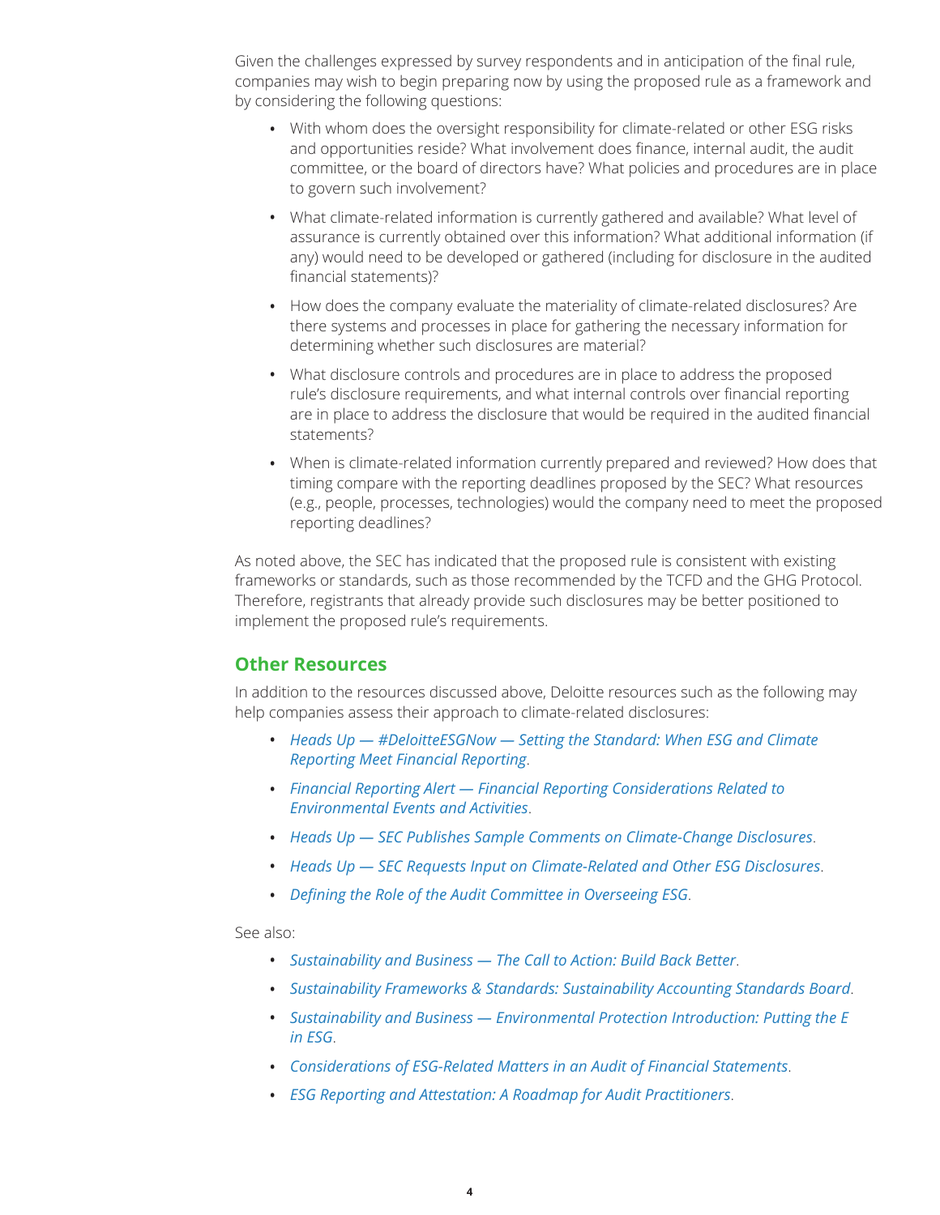Given the challenges expressed by survey respondents and in anticipation of the final rule, companies may wish to begin preparing now by using the proposed rule as a framework and by considering the following questions:

- With whom does the oversight responsibility for climate-related or other ESG risks and opportunities reside? What involvement does finance, internal audit, the audit committee, or the board of directors have? What policies and procedures are in place to govern such involvement?
- What climate-related information is currently gathered and available? What level of assurance is currently obtained over this information? What additional information (if any) would need to be developed or gathered (including for disclosure in the audited financial statements)?
- How does the company evaluate the materiality of climate-related disclosures? Are there systems and processes in place for gathering the necessary information for determining whether such disclosures are material?
- What disclosure controls and procedures are in place to address the proposed rule's disclosure requirements, and what internal controls over financial reporting are in place to address the disclosure that would be required in the audited financial statements?
- When is climate-related information currently prepared and reviewed? How does that timing compare with the reporting deadlines proposed by the SEC? What resources (e.g., people, processes, technologies) would the company need to meet the proposed reporting deadlines?

As noted above, the SEC has indicated that the proposed rule is consistent with existing frameworks or standards, such as those recommended by the TCFD and the GHG Protocol. Therefore, registrants that already provide such disclosures may be better positioned to implement the proposed rule's requirements.

## Other Resources

In addition to the resources discussed above, Deloitte resources such as the following may help companies assess their approach to climate-related disclosures:

- *Heads Up — #DeloitteESGNow — Setting the Standard: When ESG and Climate Reporting Meet Financial Reporting*.
- *Financial Reporting Alert — Financial Reporting Considerations Related to Environmental Events and Activities*.
- *Heads Up — SEC Publishes Sample Comments on Climate-Change Disclosures*.
- *Heads Up — SEC Requests Input on Climate-Related and Other ESG Disclosures*.
- *Defining the Role of the Audit Committee in Overseeing ESG*.

See also:

- *Sustainability and Business — The Call to Action: Build Back Better*.
- *Sustainability Frameworks & Standards: Sustainability Accounting Standards Board*.
- *Sustainability and Business — Environmental Protection Introduction: Putting the E in ESG*.
- *Considerations of ESG-Related Matters in an Audit of Financial Statements*.
- *ESG Reporting and Attestation: A Roadmap for Audit Practitioners*.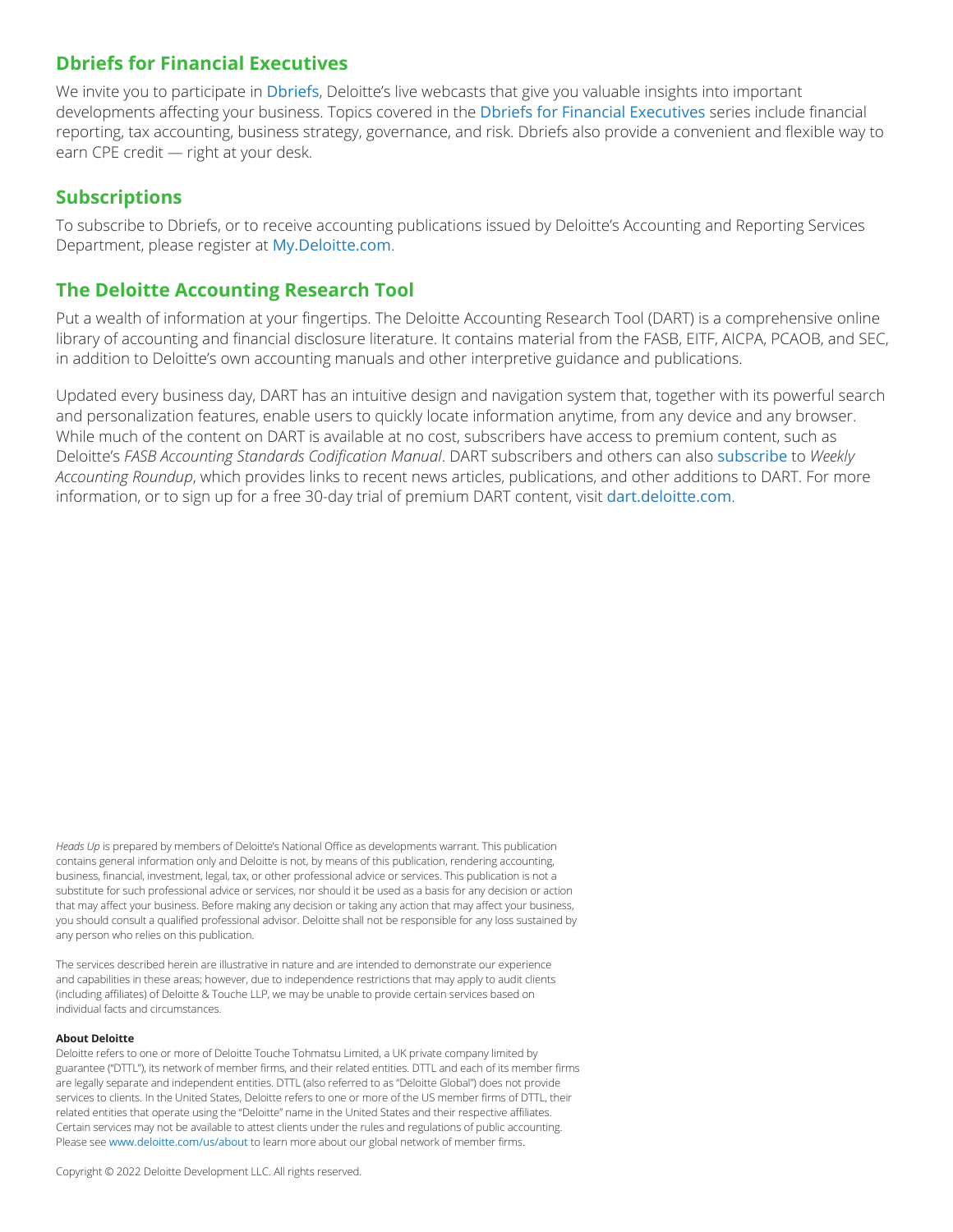## Dbriefs for Financial Executives

We invite you to participate in Dbriefs, Deloitte's live webcasts that give you valuable insights into important developments affecting your business. Topics covered in the Dbriefs for Financial Executives series include financial reporting, tax accounting, business strategy, governance, and risk. Dbriefs also provide a convenient and flexible way to earn CPE credit — right at your desk.

## Subscriptions

To subscribe to Dbriefs, or to receive accounting publications issued by Deloitte's Accounting and Reporting Services Department, please register at My.Deloitte.com.

## The Deloitte Accounting Research Tool

Put a wealth of information at your fingertips. The Deloitte Accounting Research Tool (DART) is a comprehensive online library of accounting and financial disclosure literature. It contains material from the FASB, EITF, AICPA, PCAOB, and SEC, in addition to Deloitte's own accounting manuals and other interpretive guidance and publications.

Updated every business day, DART has an intuitive design and navigation system that, together with its powerful search and personalization features, enable users to quickly locate information anytime, from any device and any browser. While much of the content on DART is available at no cost, subscribers have access to premium content, such as Deloitte's *FASB Accounting Standards Codification Manual*. DART subscribers and others can also subscribe to *Weekly Accounting Roundup*, which provides links to recent news articles, publications, and other additions to DART. For more information, or to sign up for a free 30-day trial of premium DART content, visit dart.deloitte.com.

*Heads Up* is prepared by members of Deloitte's National Office as developments warrant. This publication contains general information only and Deloitte is not, by means of this publication, rendering accounting, business, financial, investment, legal, tax, or other professional advice or services. This publication is not a substitute for such professional advice or services, nor should it be used as a basis for any decision or action that may affect your business. Before making any decision or taking any action that may affect your business, you should consult a qualified professional advisor. Deloitte shall not be responsible for any loss sustained by any person who relies on this publication.

The services described herein are illustrative in nature and are intended to demonstrate our experience and capabilities in these areas; however, due to independence restrictions that may apply to audit clients (including affiliates) of Deloitte & Touche LLP, we may be unable to provide certain services based on individual facts and circumstances.

**About Deloitte**

Deloitte refers to one or more of Deloitte Touche Tohmatsu Limited, a UK private company limited by guarantee ("DTTL"), its network of member firms, and their related entities. DTTL and each of its member firms are legally separate and independent entities. DTTL (also referred to as "Deloitte Global") does not provide services to clients. In the United States, Deloitte refers to one or more of the US member firms of DTTL, their related entities that operate using the "Deloitte" name in the United States and their respective affiliates. Certain services may not be available to attest clients under the rules and regulations of public accounting. Please see www.deloitte.com/us/about to learn more about our global network of member firms.

Copyright © 2022 Deloitte Development LLC. All rights reserved.